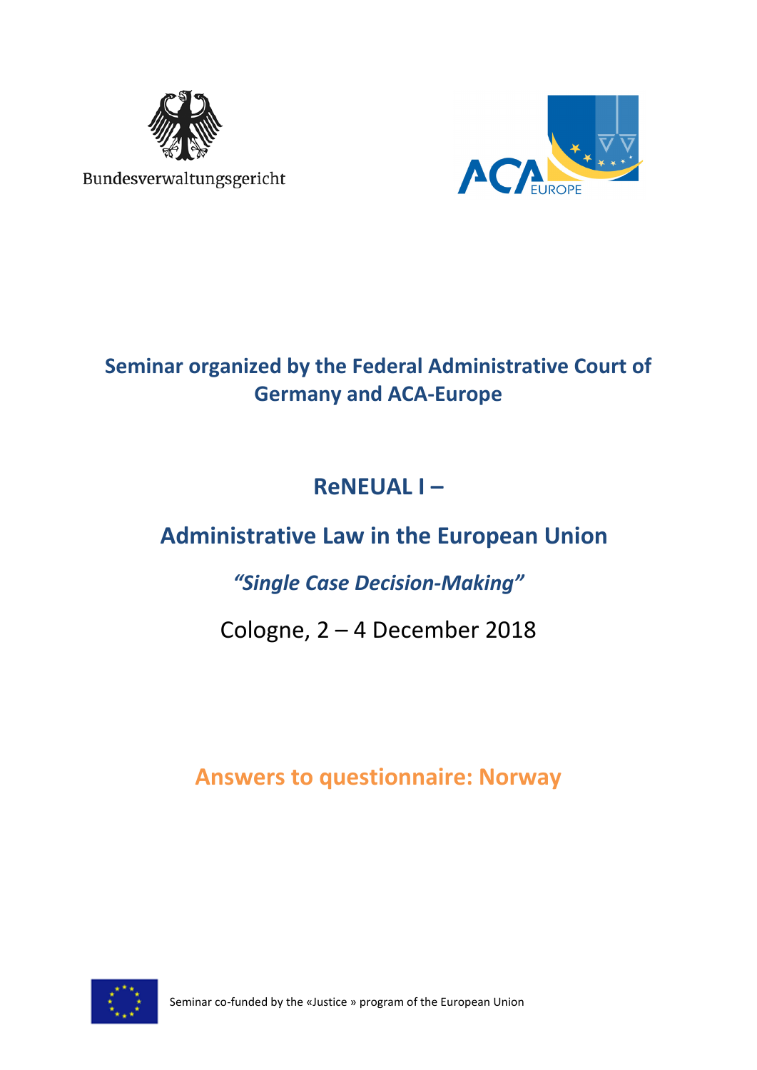Bundesverwaltungsgericht

ACA EUROPE

# Seminar organized by the Federal Administrative Court of Germany and ACA-Europe

## ReNEUAL I –

## Administrative Law in the European Union

### *"Single Case Decision-Making"*

Cologne, 2 – 4 December 2018

## Answers to questionnaire: Norway

Seminar co-funded by the «Justice » program of the European Union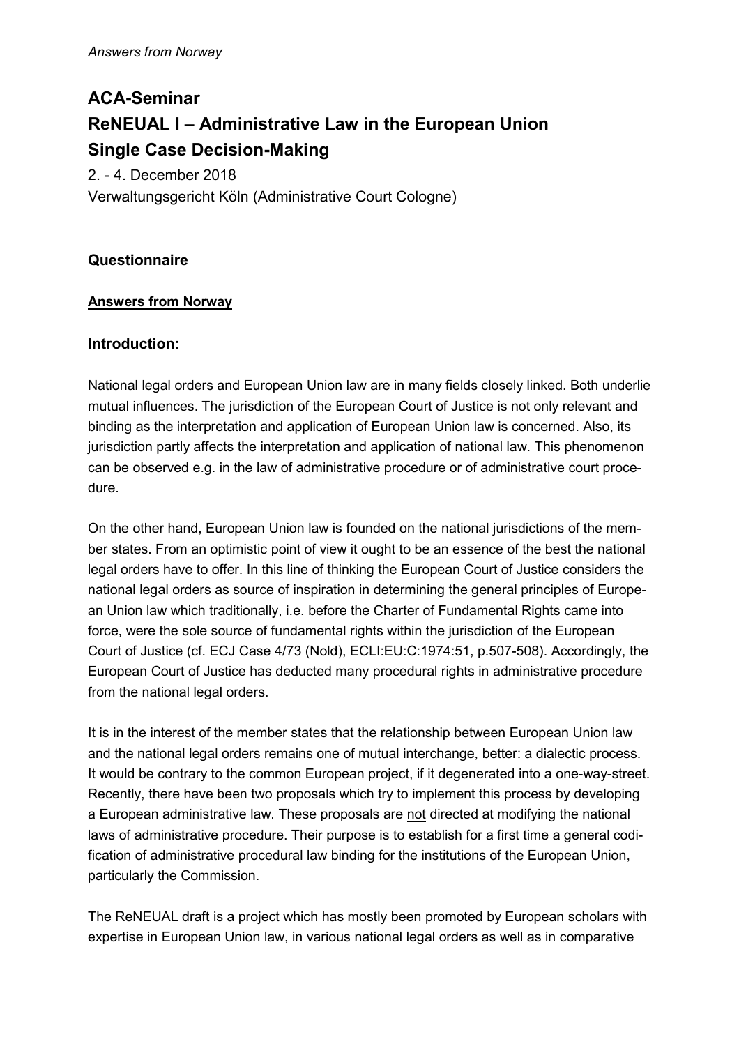**ACA-Seminar**
**ReNEUAL I – Administrative Law in the European Union**
**Single Case Decision-Making**

2. - 4. December 2018
Verwaltungsgericht Köln (Administrative Court Cologne)

## Questionnaire

### Answers from Norway

### Introduction:

National legal orders and European Union law are in many fields closely linked. Both underlie mutual influences. The jurisdiction of the European Court of Justice is not only relevant and binding as the interpretation and application of European Union law is concerned. Also, its jurisdiction partly affects the interpretation and application of national law. This phenomenon can be observed e.g. in the law of administrative procedure or of administrative court procedure.

On the other hand, European Union law is founded on the national jurisdictions of the member states. From an optimistic point of view it ought to be an essence of the best the national legal orders have to offer. In this line of thinking the European Court of Justice considers the national legal orders as source of inspiration in determining the general principles of European Union law which traditionally, i.e. before the Charter of Fundamental Rights came into force, were the sole source of fundamental rights within the jurisdiction of the European Court of Justice (cf. ECJ Case 4/73 (Nold), ECLI:EU:C:1974:51, p.507-508). Accordingly, the European Court of Justice has deducted many procedural rights in administrative procedure from the national legal orders.

It is in the interest of the member states that the relationship between European Union law and the national legal orders remains one of mutual interchange, better: a dialectic process. It would be contrary to the common European project, if it degenerated into a one-way-street. Recently, there have been two proposals which try to implement this process by developing a European administrative law. These proposals are not directed at modifying the national laws of administrative procedure. Their purpose is to establish for a first time a general codification of administrative procedural law binding for the institutions of the European Union, particularly the Commission.

The ReNEUAL draft is a project which has mostly been promoted by European scholars with expertise in European Union law, in various national legal orders as well as in comparative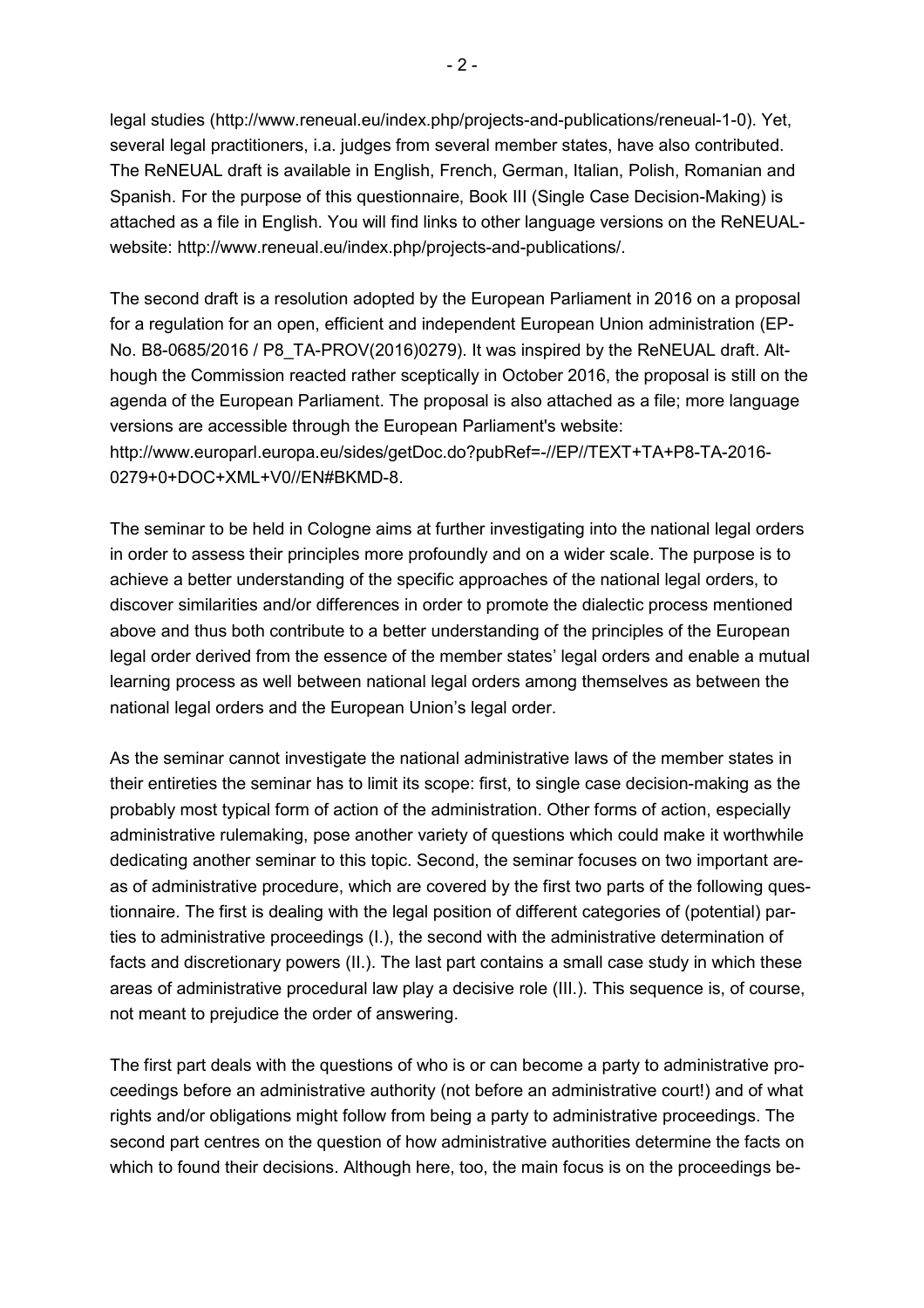legal studies (http://www.reneual.eu/index.php/projects-and-publications/reneual-1-0). Yet, several legal practitioners, i.a. judges from several member states, have also contributed. The ReNEUAL draft is available in English, French, German, Italian, Polish, Romanian and Spanish. For the purpose of this questionnaire, Book III (Single Case Decision-Making) is attached as a file in English. You will find links to other language versions on the ReNEUAL-website: http://www.reneual.eu/index.php/projects-and-publications/.

The second draft is a resolution adopted by the European Parliament in 2016 on a proposal for a regulation for an open, efficient and independent European Union administration (EP-No. B8-0685/2016 / P8_TA-PROV(2016)0279). It was inspired by the ReNEUAL draft. Although the Commission reacted rather sceptically in October 2016, the proposal is still on the agenda of the European Parliament. The proposal is also attached as a file; more language versions are accessible through the European Parliament's website: http://www.europarl.europa.eu/sides/getDoc.do?pubRef=-//EP//TEXT+TA+P8-TA-2016-0279+0+DOC+XML+V0//EN#BKMD-8.

The seminar to be held in Cologne aims at further investigating into the national legal orders in order to assess their principles more profoundly and on a wider scale. The purpose is to achieve a better understanding of the specific approaches of the national legal orders, to discover similarities and/or differences in order to promote the dialectic process mentioned above and thus both contribute to a better understanding of the principles of the European legal order derived from the essence of the member states' legal orders and enable a mutual learning process as well between national legal orders among themselves as between the national legal orders and the European Union's legal order.

As the seminar cannot investigate the national administrative laws of the member states in their entireties the seminar has to limit its scope: first, to single case decision-making as the probably most typical form of action of the administration. Other forms of action, especially administrative rulemaking, pose another variety of questions which could make it worthwhile dedicating another seminar to this topic. Second, the seminar focuses on two important areas of administrative procedure, which are covered by the first two parts of the following questionnaire. The first is dealing with the legal position of different categories of (potential) parties to administrative proceedings (I.), the second with the administrative determination of facts and discretionary powers (II.). The last part contains a small case study in which these areas of administrative procedural law play a decisive role (III.). This sequence is, of course, not meant to prejudice the order of answering.

The first part deals with the questions of who is or can become a party to administrative proceedings before an administrative authority (not before an administrative court!) and of what rights and/or obligations might follow from being a party to administrative proceedings. The second part centres on the question of how administrative authorities determine the facts on which to found their decisions. Although here, too, the main focus is on the proceedings be-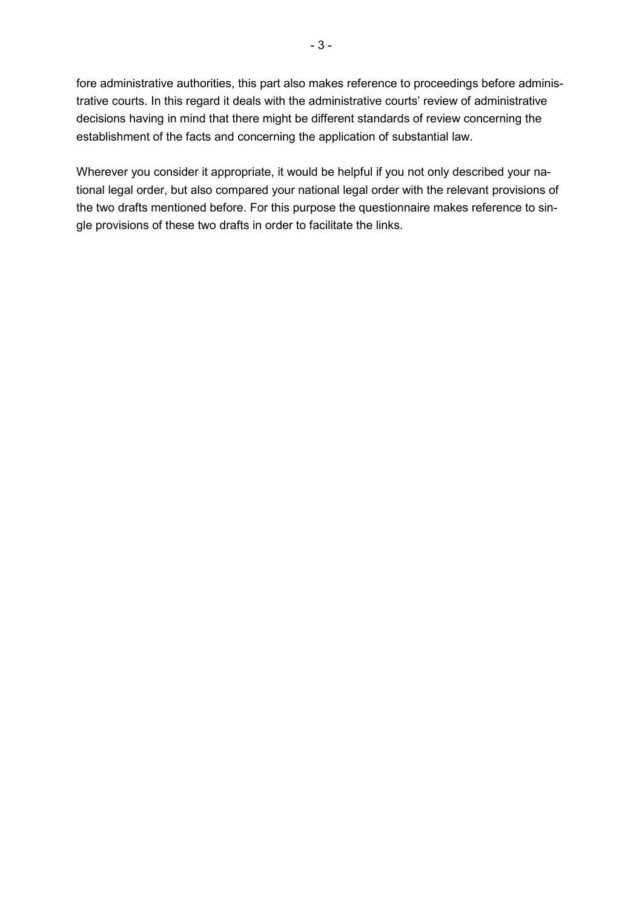fore administrative authorities, this part also makes reference to proceedings before administrative courts. In this regard it deals with the administrative courts' review of administrative decisions having in mind that there might be different standards of review concerning the establishment of the facts and concerning the application of substantial law.

Wherever you consider it appropriate, it would be helpful if you not only described your national legal order, but also compared your national legal order with the relevant provisions of the two drafts mentioned before. For this purpose the questionnaire makes reference to single provisions of these two drafts in order to facilitate the links.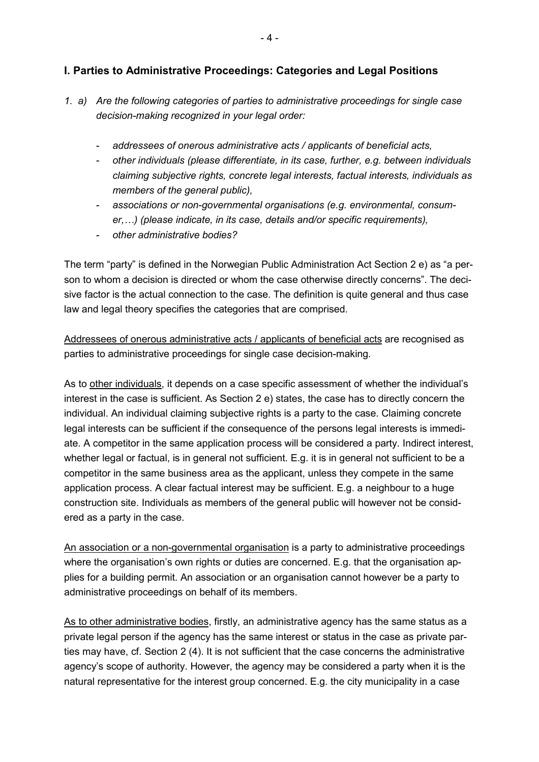## I. Parties to Administrative Proceedings: Categories and Legal Positions

1. a) *Are the following categories of parties to administrative proceedings for single case decision-making recognized in your legal order:*

   - *addressees of onerous administrative acts / applicants of beneficial acts,*
   - *other individuals (please differentiate, in its case, further, e.g. between individuals claiming subjective rights, concrete legal interests, factual interests, individuals as members of the general public),*
   - *associations or non-governmental organisations (e.g. environmental, consumer,…) (please indicate, in its case, details and/or specific requirements),*
   - *other administrative bodies?*

The term "party" is defined in the Norwegian Public Administration Act Section 2 e) as "a person to whom a decision is directed or whom the case otherwise directly concerns". The decisive factor is the actual connection to the case. The definition is quite general and thus case law and legal theory specifies the categories that are comprised.

<u>Addressees of onerous administrative acts / applicants of beneficial acts</u> are recognised as parties to administrative proceedings for single case decision-making.

As to <u>other individuals</u>, it depends on a case specific assessment of whether the individual's interest in the case is sufficient. As Section 2 e) states, the case has to directly concern the individual. An individual claiming subjective rights is a party to the case. Claiming concrete legal interests can be sufficient if the consequence of the persons legal interests is immediate. A competitor in the same application process will be considered a party. Indirect interest, whether legal or factual, is in general not sufficient. E.g. it is in general not sufficient to be a competitor in the same business area as the applicant, unless they compete in the same application process. A clear factual interest may be sufficient. E.g. a neighbour to a huge construction site. Individuals as members of the general public will however not be considered as a party in the case.

<u>An association or a non-governmental organisation</u> is a party to administrative proceedings where the organisation's own rights or duties are concerned. E.g. that the organisation applies for a building permit. An association or an organisation cannot however be a party to administrative proceedings on behalf of its members.

<u>As to other administrative bodies</u>, firstly, an administrative agency has the same status as a private legal person if the agency has the same interest or status in the case as private parties may have, cf. Section 2 (4). It is not sufficient that the case concerns the administrative agency's scope of authority. However, the agency may be considered a party when it is the natural representative for the interest group concerned. E.g. the city municipality in a case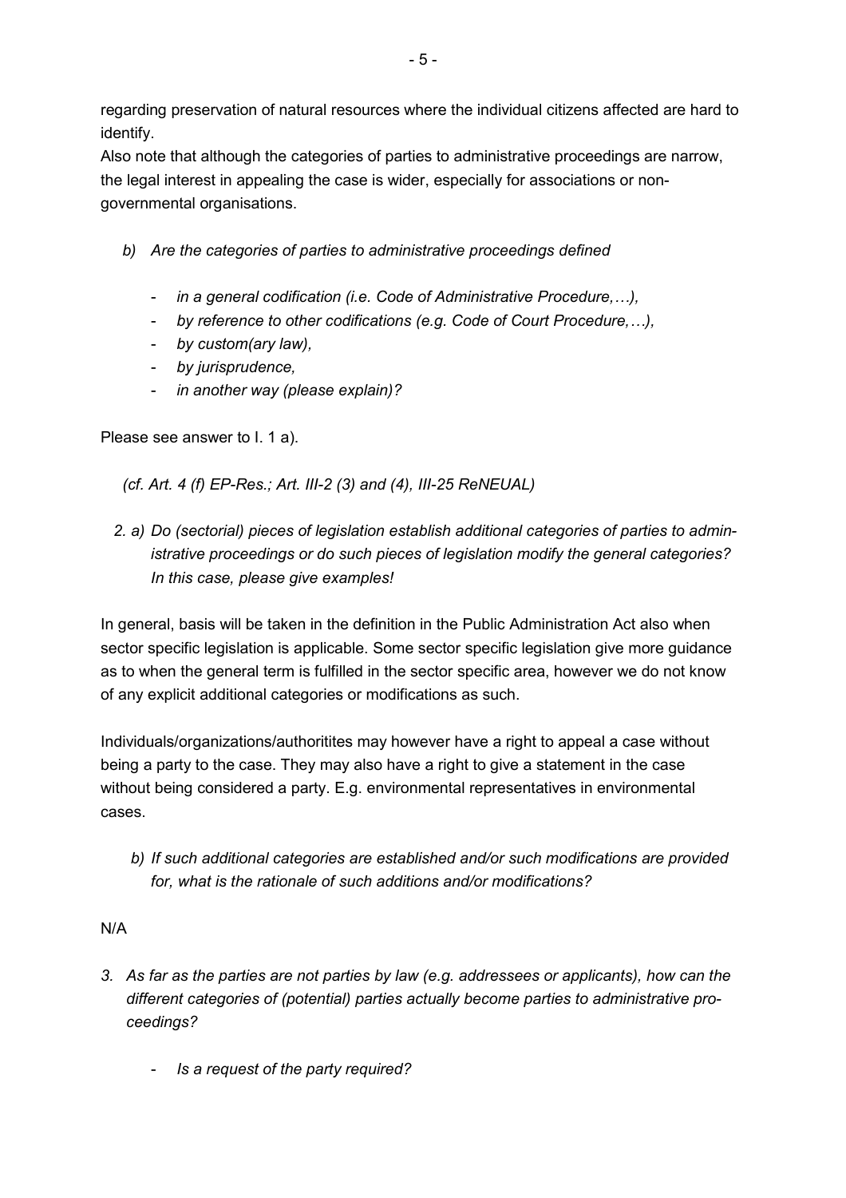regarding preservation of natural resources where the individual citizens affected are hard to identify.

Also note that although the categories of parties to administrative proceedings are narrow, the legal interest in appealing the case is wider, especially for associations or non-governmental organisations.

*b) Are the categories of parties to administrative proceedings defined*

- *in a general codification (i.e. Code of Administrative Procedure,…),*
- *by reference to other codifications (e.g. Code of Court Procedure,…),*
- *by custom(ary law),*
- *by jurisprudence,*
- *in another way (please explain)?*

Please see answer to I. 1 a).

*(cf. Art. 4 (f) EP-Res.; Art. III-2 (3) and (4), III-25 ReNEUAL)*

*2. a) Do (sectorial) pieces of legislation establish additional categories of parties to administrative proceedings or do such pieces of legislation modify the general categories? In this case, please give examples!*

In general, basis will be taken in the definition in the Public Administration Act also when sector specific legislation is applicable. Some sector specific legislation give more guidance as to when the general term is fulfilled in the sector specific area, however we do not know of any explicit additional categories or modifications as such.

Individuals/organizations/authoritites may however have a right to appeal a case without being a party to the case. They may also have a right to give a statement in the case without being considered a party. E.g. environmental representatives in environmental cases.

*b) If such additional categories are established and/or such modifications are provided for, what is the rationale of such additions and/or modifications?*

N/A

*3. As far as the parties are not parties by law (e.g. addressees or applicants), how can the different categories of (potential) parties actually become parties to administrative proceedings?*

- *Is a request of the party required?*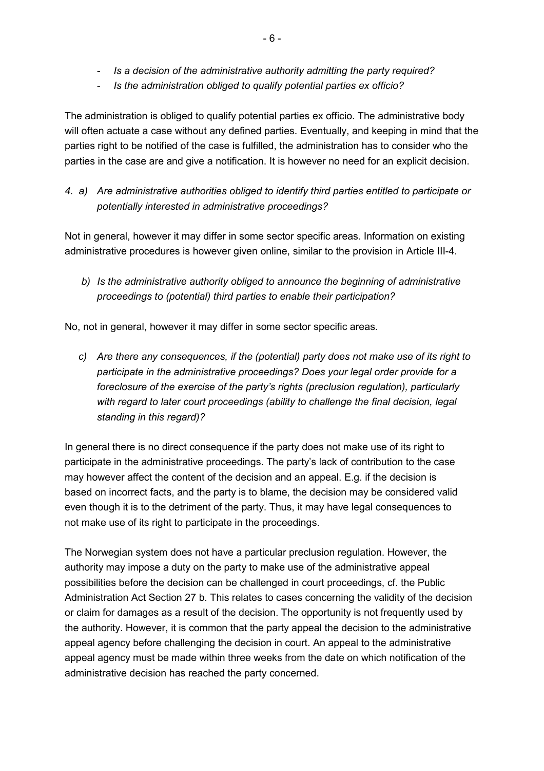- *Is a decision of the administrative authority admitting the party required?*
- *Is the administration obliged to qualify potential parties ex officio?*

The administration is obliged to qualify potential parties ex officio. The administrative body will often actuate a case without any defined parties. Eventually, and keeping in mind that the parties right to be notified of the case is fulfilled, the administration has to consider who the parties in the case are and give a notification. It is however no need for an explicit decision.

*4. a) Are administrative authorities obliged to identify third parties entitled to participate or potentially interested in administrative proceedings?*

Not in general, however it may differ in some sector specific areas. Information on existing administrative procedures is however given online, similar to the provision in Article III-4.

*b) Is the administrative authority obliged to announce the beginning of administrative proceedings to (potential) third parties to enable their participation?*

No, not in general, however it may differ in some sector specific areas.

*c) Are there any consequences, if the (potential) party does not make use of its right to participate in the administrative proceedings? Does your legal order provide for a foreclosure of the exercise of the party's rights (preclusion regulation), particularly with regard to later court proceedings (ability to challenge the final decision, legal standing in this regard)?*

In general there is no direct consequence if the party does not make use of its right to participate in the administrative proceedings. The party's lack of contribution to the case may however affect the content of the decision and an appeal. E.g. if the decision is based on incorrect facts, and the party is to blame, the decision may be considered valid even though it is to the detriment of the party. Thus, it may have legal consequences to not make use of its right to participate in the proceedings.

The Norwegian system does not have a particular preclusion regulation. However, the authority may impose a duty on the party to make use of the administrative appeal possibilities before the decision can be challenged in court proceedings, cf. the Public Administration Act Section 27 b. This relates to cases concerning the validity of the decision or claim for damages as a result of the decision. The opportunity is not frequently used by the authority. However, it is common that the party appeal the decision to the administrative appeal agency before challenging the decision in court. An appeal to the administrative appeal agency must be made within three weeks from the date on which notification of the administrative decision has reached the party concerned.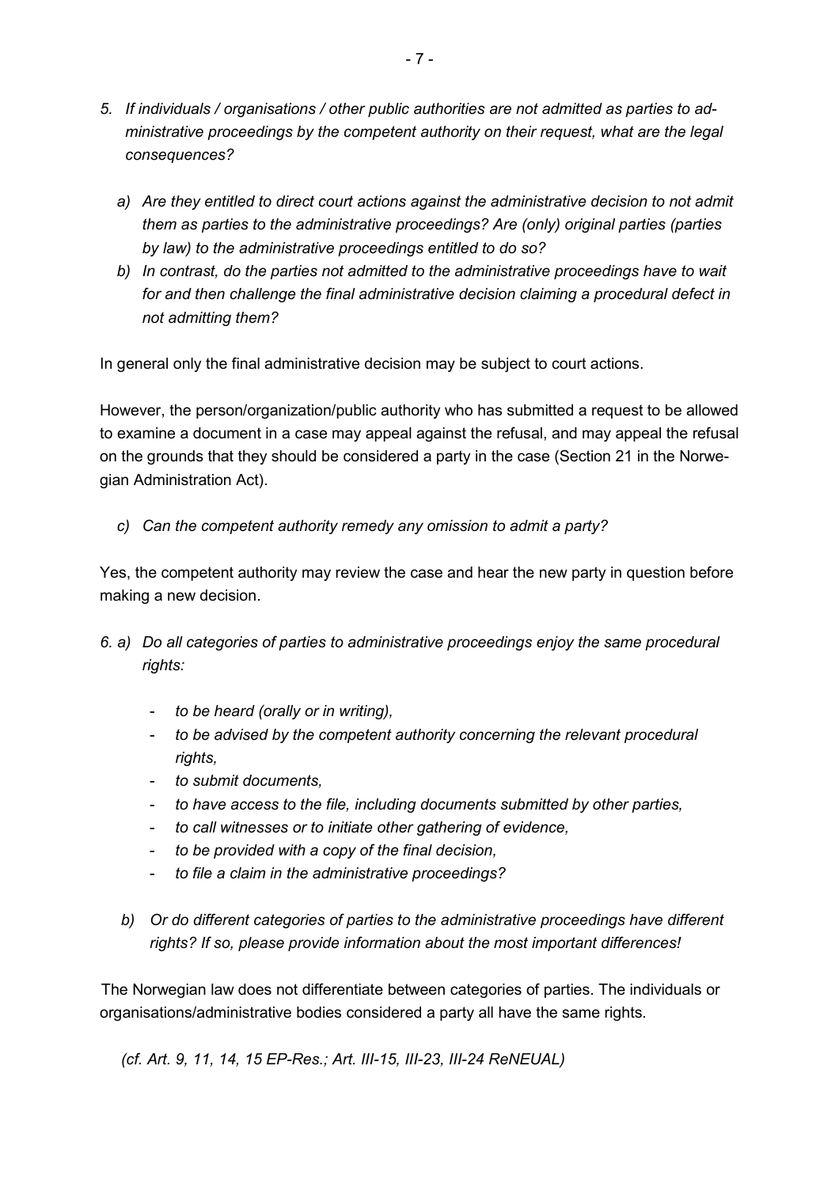5. *If individuals / organisations / other public authorities are not admitted as parties to administrative proceedings by the competent authority on their request, what are the legal consequences?*

   a) *Are they entitled to direct court actions against the administrative decision to not admit them as parties to the administrative proceedings? Are (only) original parties (parties by law) to the administrative proceedings entitled to do so?*

   b) *In contrast, do the parties not admitted to the administrative proceedings have to wait for and then challenge the final administrative decision claiming a procedural defect in not admitting them?*

In general only the final administrative decision may be subject to court actions.

However, the person/organization/public authority who has submitted a request to be allowed to examine a document in a case may appeal against the refusal, and may appeal the refusal on the grounds that they should be considered a party in the case (Section 21 in the Norwegian Administration Act).

   c) *Can the competent authority remedy any omission to admit a party?*

Yes, the competent authority may review the case and hear the new party in question before making a new decision.

6. a) *Do all categories of parties to administrative proceedings enjoy the same procedural rights:*

   - *to be heard (orally or in writing),*
   - *to be advised by the competent authority concerning the relevant procedural rights,*
   - *to submit documents,*
   - *to have access to the file, including documents submitted by other parties,*
   - *to call witnesses or to initiate other gathering of evidence,*
   - *to be provided with a copy of the final decision,*
   - *to file a claim in the administrative proceedings?*

   b) *Or do different categories of parties to the administrative proceedings have different rights? If so, please provide information about the most important differences!*

The Norwegian law does not differentiate between categories of parties. The individuals or organisations/administrative bodies considered a party all have the same rights.

*(cf. Art. 9, 11, 14, 15 EP-Res.; Art. III-15, III-23, III-24 ReNEUAL)*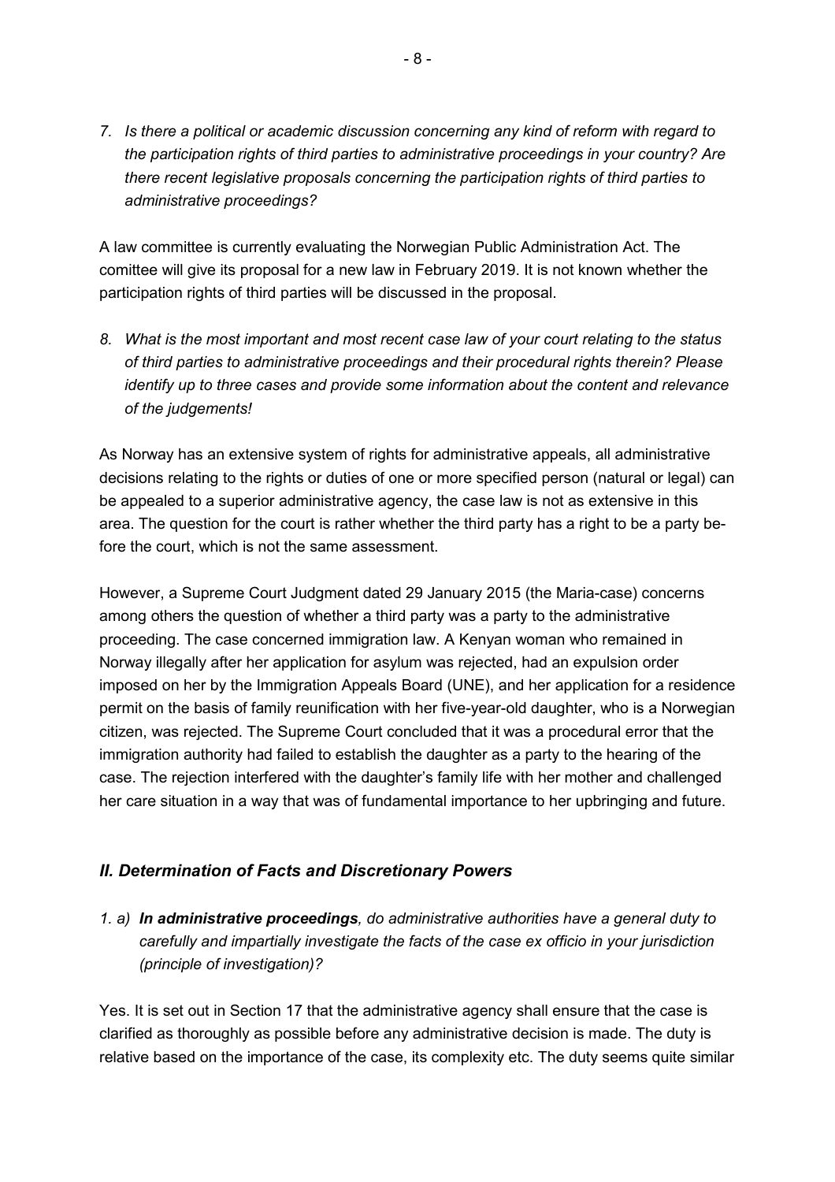*7. Is there a political or academic discussion concerning any kind of reform with regard to the participation rights of third parties to administrative proceedings in your country? Are there recent legislative proposals concerning the participation rights of third parties to administrative proceedings?*

A law committee is currently evaluating the Norwegian Public Administration Act. The comittee will give its proposal for a new law in February 2019. It is not known whether the participation rights of third parties will be discussed in the proposal.

*8. What is the most important and most recent case law of your court relating to the status of third parties to administrative proceedings and their procedural rights therein? Please identify up to three cases and provide some information about the content and relevance of the judgements!*

As Norway has an extensive system of rights for administrative appeals, all administrative decisions relating to the rights or duties of one or more specified person (natural or legal) can be appealed to a superior administrative agency, the case law is not as extensive in this area. The question for the court is rather whether the third party has a right to be a party before the court, which is not the same assessment.

However, a Supreme Court Judgment dated 29 January 2015 (the Maria-case) concerns among others the question of whether a third party was a party to the administrative proceeding. The case concerned immigration law. A Kenyan woman who remained in Norway illegally after her application for asylum was rejected, had an expulsion order imposed on her by the Immigration Appeals Board (UNE), and her application for a residence permit on the basis of family reunification with her five-year-old daughter, who is a Norwegian citizen, was rejected. The Supreme Court concluded that it was a procedural error that the immigration authority had failed to establish the daughter as a party to the hearing of the case. The rejection interfered with the daughter's family life with her mother and challenged her care situation in a way that was of fundamental importance to her upbringing and future.

## *II. Determination of Facts and Discretionary Powers*

*1. a)* ***In administrative proceedings****, do administrative authorities have a general duty to carefully and impartially investigate the facts of the case ex officio in your jurisdiction (principle of investigation)?*

Yes. It is set out in Section 17 that the administrative agency shall ensure that the case is clarified as thoroughly as possible before any administrative decision is made. The duty is relative based on the importance of the case, its complexity etc. The duty seems quite similar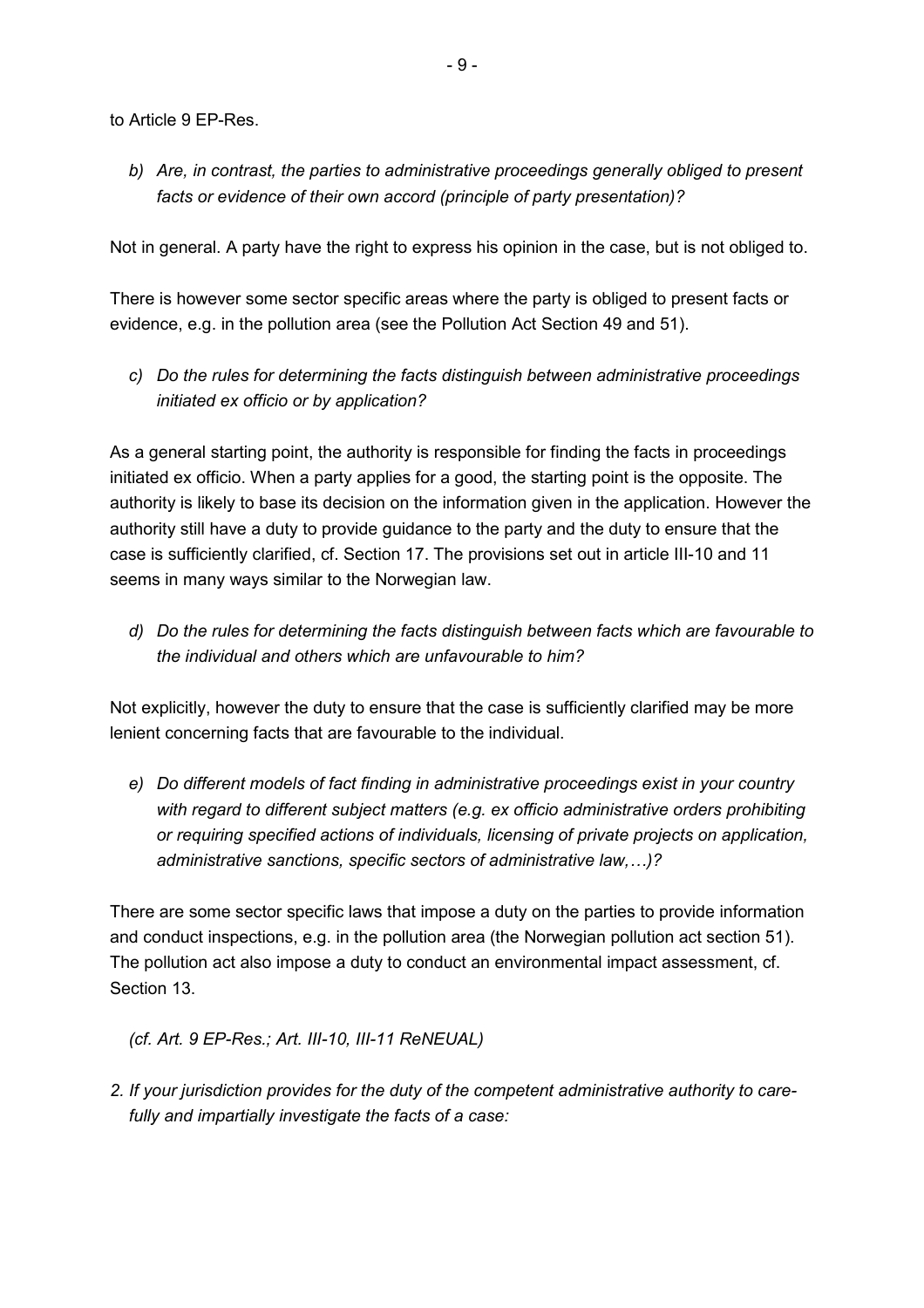to Article 9 EP-Res.

*b) Are, in contrast, the parties to administrative proceedings generally obliged to present facts or evidence of their own accord (principle of party presentation)?*

Not in general. A party have the right to express his opinion in the case, but is not obliged to.

There is however some sector specific areas where the party is obliged to present facts or evidence, e.g. in the pollution area (see the Pollution Act Section 49 and 51).

*c) Do the rules for determining the facts distinguish between administrative proceedings initiated ex officio or by application?*

As a general starting point, the authority is responsible for finding the facts in proceedings initiated ex officio. When a party applies for a good, the starting point is the opposite. The authority is likely to base its decision on the information given in the application. However the authority still have a duty to provide guidance to the party and the duty to ensure that the case is sufficiently clarified, cf. Section 17. The provisions set out in article III-10 and 11 seems in many ways similar to the Norwegian law.

*d) Do the rules for determining the facts distinguish between facts which are favourable to the individual and others which are unfavourable to him?*

Not explicitly, however the duty to ensure that the case is sufficiently clarified may be more lenient concerning facts that are favourable to the individual.

*e) Do different models of fact finding in administrative proceedings exist in your country with regard to different subject matters (e.g. ex officio administrative orders prohibiting or requiring specified actions of individuals, licensing of private projects on application, administrative sanctions, specific sectors of administrative law,…)?*

There are some sector specific laws that impose a duty on the parties to provide information and conduct inspections, e.g. in the pollution area (the Norwegian pollution act section 51). The pollution act also impose a duty to conduct an environmental impact assessment, cf. Section 13.

*(cf. Art. 9 EP-Res.; Art. III-10, III-11 ReNEUAL)*

*2. If your jurisdiction provides for the duty of the competent administrative authority to carefully and impartially investigate the facts of a case:*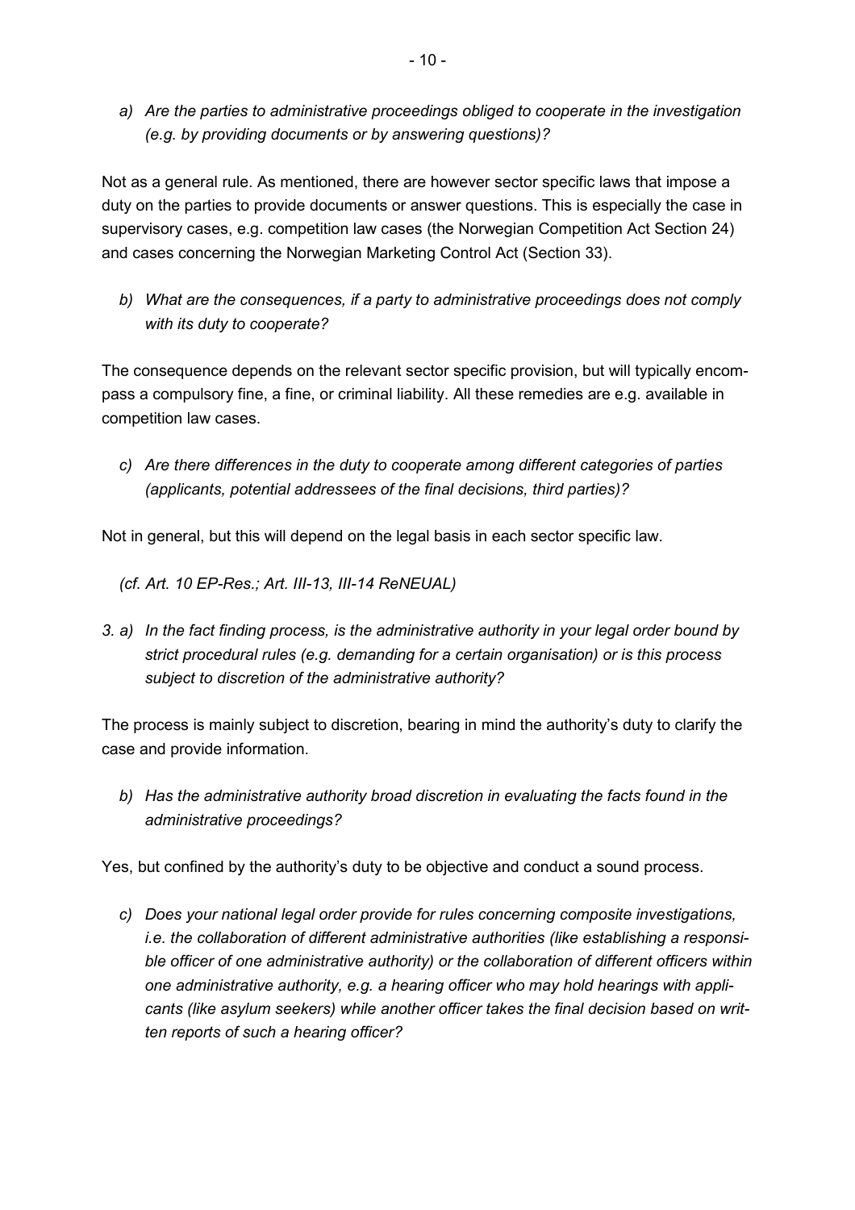*a) Are the parties to administrative proceedings obliged to cooperate in the investigation (e.g. by providing documents or by answering questions)?*

Not as a general rule. As mentioned, there are however sector specific laws that impose a duty on the parties to provide documents or answer questions. This is especially the case in supervisory cases, e.g. competition law cases (the Norwegian Competition Act Section 24) and cases concerning the Norwegian Marketing Control Act (Section 33).

*b) What are the consequences, if a party to administrative proceedings does not comply with its duty to cooperate?*

The consequence depends on the relevant sector specific provision, but will typically encompass a compulsory fine, a fine, or criminal liability. All these remedies are e.g. available in competition law cases.

*c) Are there differences in the duty to cooperate among different categories of parties (applicants, potential addressees of the final decisions, third parties)?*

Not in general, but this will depend on the legal basis in each sector specific law.

*(cf. Art. 10 EP-Res.; Art. III-13, III-14 ReNEUAL)*

*3. a) In the fact finding process, is the administrative authority in your legal order bound by strict procedural rules (e.g. demanding for a certain organisation) or is this process subject to discretion of the administrative authority?*

The process is mainly subject to discretion, bearing in mind the authority's duty to clarify the case and provide information.

*b) Has the administrative authority broad discretion in evaluating the facts found in the administrative proceedings?*

Yes, but confined by the authority's duty to be objective and conduct a sound process.

*c) Does your national legal order provide for rules concerning composite investigations, i.e. the collaboration of different administrative authorities (like establishing a responsible officer of one administrative authority) or the collaboration of different officers within one administrative authority, e.g. a hearing officer who may hold hearings with applicants (like asylum seekers) while another officer takes the final decision based on written reports of such a hearing officer?*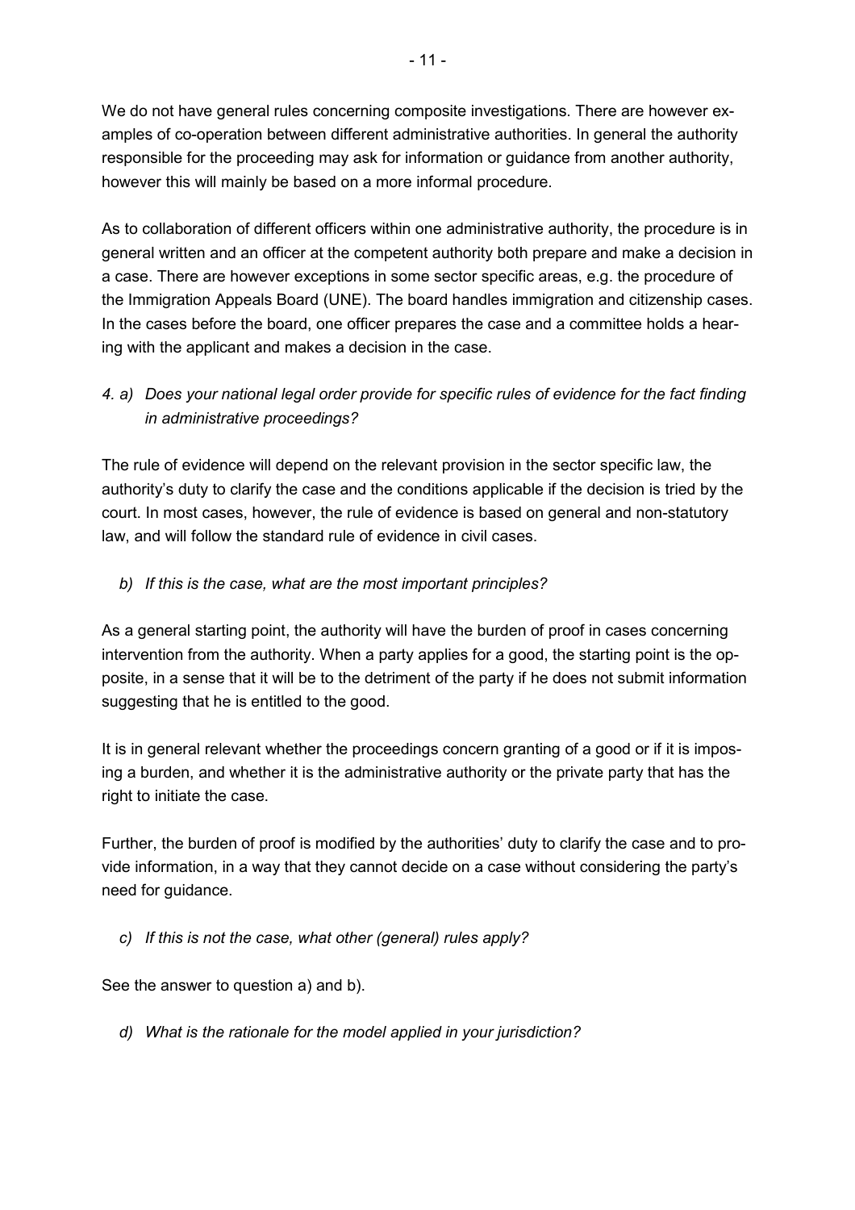We do not have general rules concerning composite investigations. There are however examples of co-operation between different administrative authorities. In general the authority responsible for the proceeding may ask for information or guidance from another authority, however this will mainly be based on a more informal procedure.

As to collaboration of different officers within one administrative authority, the procedure is in general written and an officer at the competent authority both prepare and make a decision in a case. There are however exceptions in some sector specific areas, e.g. the procedure of the Immigration Appeals Board (UNE). The board handles immigration and citizenship cases. In the cases before the board, one officer prepares the case and a committee holds a hearing with the applicant and makes a decision in the case.

*4. a) Does your national legal order provide for specific rules of evidence for the fact finding in administrative proceedings?*

The rule of evidence will depend on the relevant provision in the sector specific law, the authority's duty to clarify the case and the conditions applicable if the decision is tried by the court. In most cases, however, the rule of evidence is based on general and non-statutory law, and will follow the standard rule of evidence in civil cases.

*b) If this is the case, what are the most important principles?*

As a general starting point, the authority will have the burden of proof in cases concerning intervention from the authority. When a party applies for a good, the starting point is the opposite, in a sense that it will be to the detriment of the party if he does not submit information suggesting that he is entitled to the good.

It is in general relevant whether the proceedings concern granting of a good or if it is imposing a burden, and whether it is the administrative authority or the private party that has the right to initiate the case.

Further, the burden of proof is modified by the authorities' duty to clarify the case and to provide information, in a way that they cannot decide on a case without considering the party's need for guidance.

*c) If this is not the case, what other (general) rules apply?*

See the answer to question a) and b).

*d) What is the rationale for the model applied in your jurisdiction?*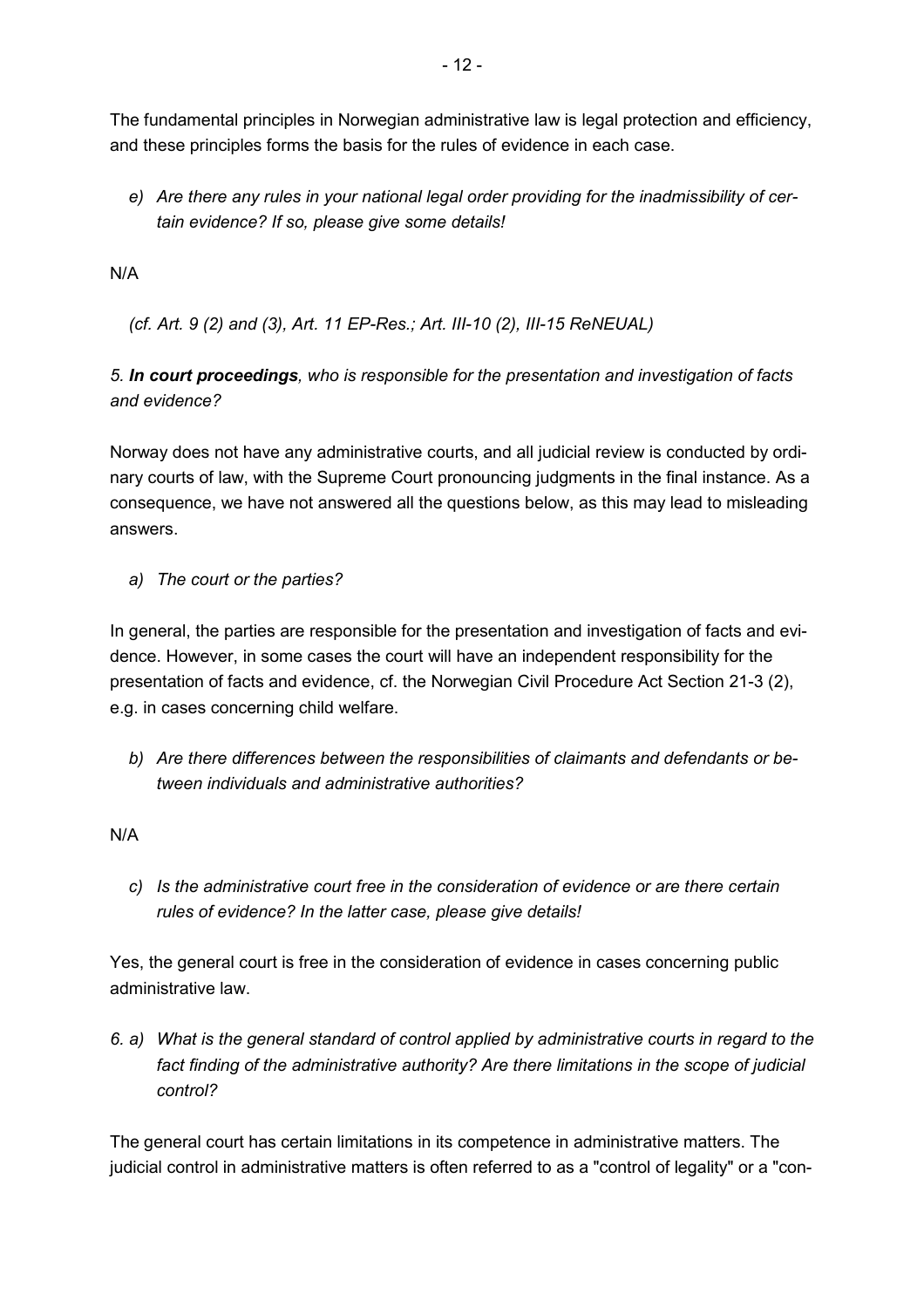The fundamental principles in Norwegian administrative law is legal protection and efficiency, and these principles forms the basis for the rules of evidence in each case.

*e) Are there any rules in your national legal order providing for the inadmissibility of certain evidence? If so, please give some details!*

N/A

*(cf. Art. 9 (2) and (3), Art. 11 EP-Res.; Art. III-10 (2), III-15 ReNEUAL)*

*5. **In court proceedings**, who is responsible for the presentation and investigation of facts and evidence?*

Norway does not have any administrative courts, and all judicial review is conducted by ordinary courts of law, with the Supreme Court pronouncing judgments in the final instance. As a consequence, we have not answered all the questions below, as this may lead to misleading answers.

*a) The court or the parties?*

In general, the parties are responsible for the presentation and investigation of facts and evidence. However, in some cases the court will have an independent responsibility for the presentation of facts and evidence, cf. the Norwegian Civil Procedure Act Section 21-3 (2), e.g. in cases concerning child welfare.

*b) Are there differences between the responsibilities of claimants and defendants or between individuals and administrative authorities?*

N/A

*c) Is the administrative court free in the consideration of evidence or are there certain rules of evidence? In the latter case, please give details!*

Yes, the general court is free in the consideration of evidence in cases concerning public administrative law.

*6. a) What is the general standard of control applied by administrative courts in regard to the fact finding of the administrative authority? Are there limitations in the scope of judicial control?*

The general court has certain limitations in its competence in administrative matters. The judicial control in administrative matters is often referred to as a "control of legality" or a "con-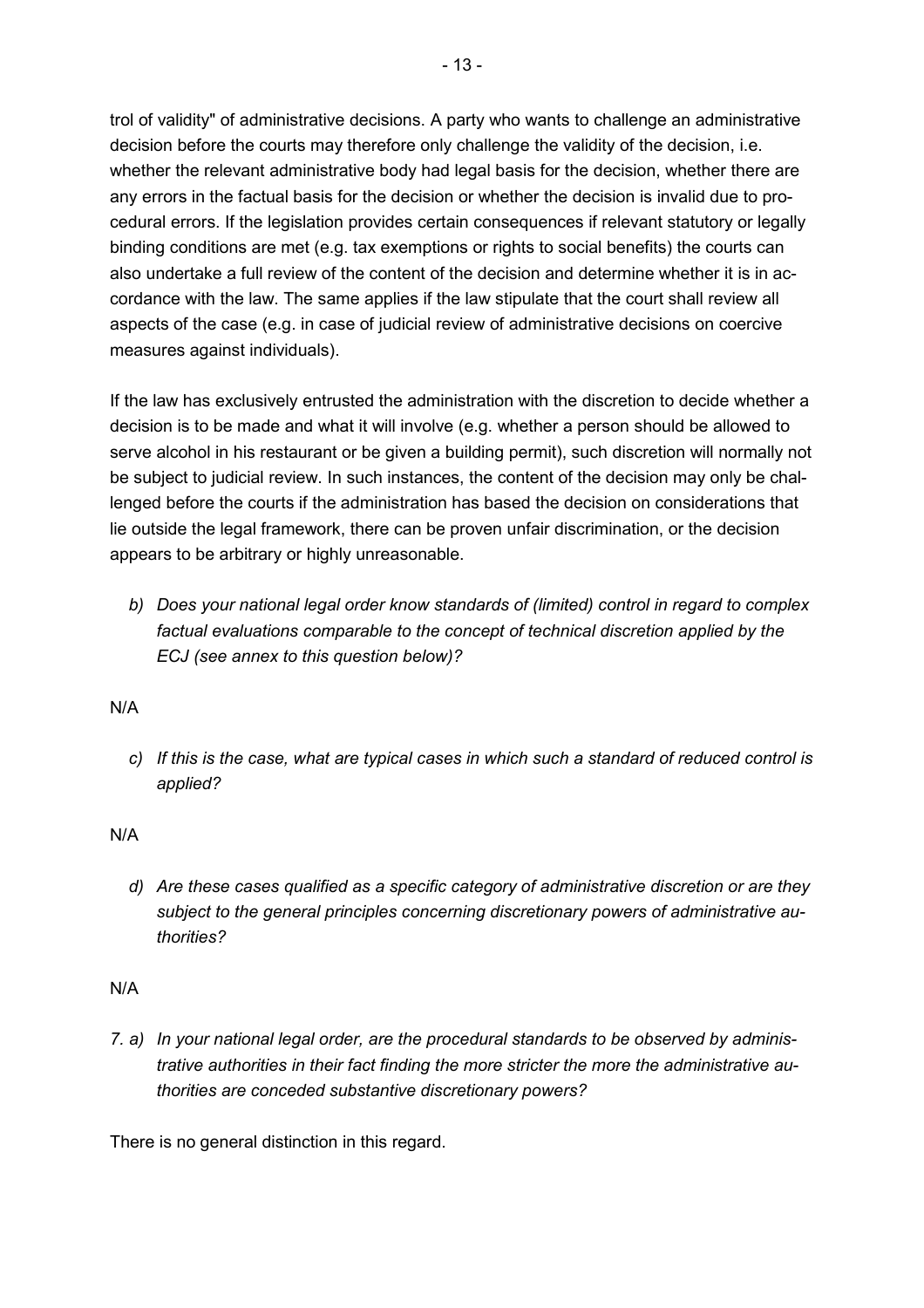trol of validity" of administrative decisions. A party who wants to challenge an administrative decision before the courts may therefore only challenge the validity of the decision, i.e. whether the relevant administrative body had legal basis for the decision, whether there are any errors in the factual basis for the decision or whether the decision is invalid due to procedural errors. If the legislation provides certain consequences if relevant statutory or legally binding conditions are met (e.g. tax exemptions or rights to social benefits) the courts can also undertake a full review of the content of the decision and determine whether it is in accordance with the law. The same applies if the law stipulate that the court shall review all aspects of the case (e.g. in case of judicial review of administrative decisions on coercive measures against individuals).

If the law has exclusively entrusted the administration with the discretion to decide whether a decision is to be made and what it will involve (e.g. whether a person should be allowed to serve alcohol in his restaurant or be given a building permit), such discretion will normally not be subject to judicial review. In such instances, the content of the decision may only be challenged before the courts if the administration has based the decision on considerations that lie outside the legal framework, there can be proven unfair discrimination, or the decision appears to be arbitrary or highly unreasonable.

*b) Does your national legal order know standards of (limited) control in regard to complex factual evaluations comparable to the concept of technical discretion applied by the ECJ (see annex to this question below)?*

N/A

*c) If this is the case, what are typical cases in which such a standard of reduced control is applied?*

N/A

*d) Are these cases qualified as a specific category of administrative discretion or are they subject to the general principles concerning discretionary powers of administrative authorities?*

N/A

*7. a) In your national legal order, are the procedural standards to be observed by administrative authorities in their fact finding the more stricter the more the administrative authorities are conceded substantive discretionary powers?*

There is no general distinction in this regard.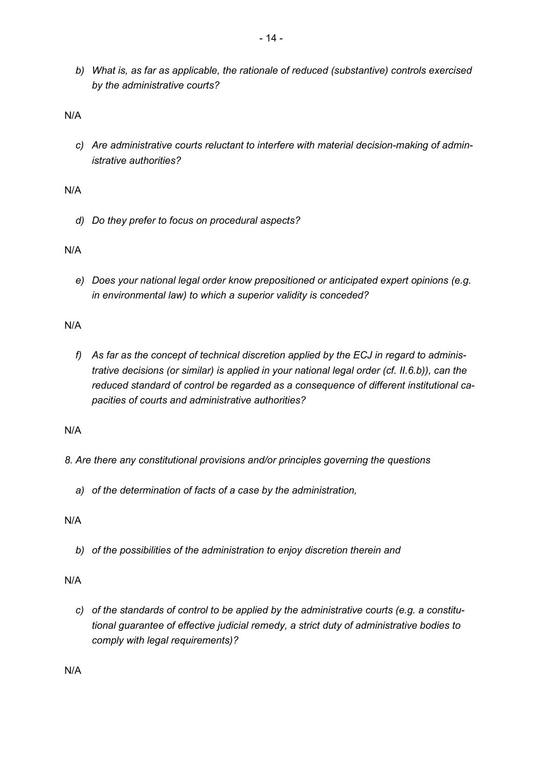*b) What is, as far as applicable, the rationale of reduced (substantive) controls exercised by the administrative courts?*

N/A

*c) Are administrative courts reluctant to interfere with material decision-making of administrative authorities?*

N/A

*d) Do they prefer to focus on procedural aspects?*

N/A

*e) Does your national legal order know prepositioned or anticipated expert opinions (e.g. in environmental law) to which a superior validity is conceded?*

N/A

*f) As far as the concept of technical discretion applied by the ECJ in regard to administrative decisions (or similar) is applied in your national legal order (cf. II.6.b)), can the reduced standard of control be regarded as a consequence of different institutional capacities of courts and administrative authorities?*

N/A

*8. Are there any constitutional provisions and/or principles governing the questions*

*a) of the determination of facts of a case by the administration,*

N/A

*b) of the possibilities of the administration to enjoy discretion therein and*

N/A

*c) of the standards of control to be applied by the administrative courts (e.g. a constitutional guarantee of effective judicial remedy, a strict duty of administrative bodies to comply with legal requirements)?*

N/A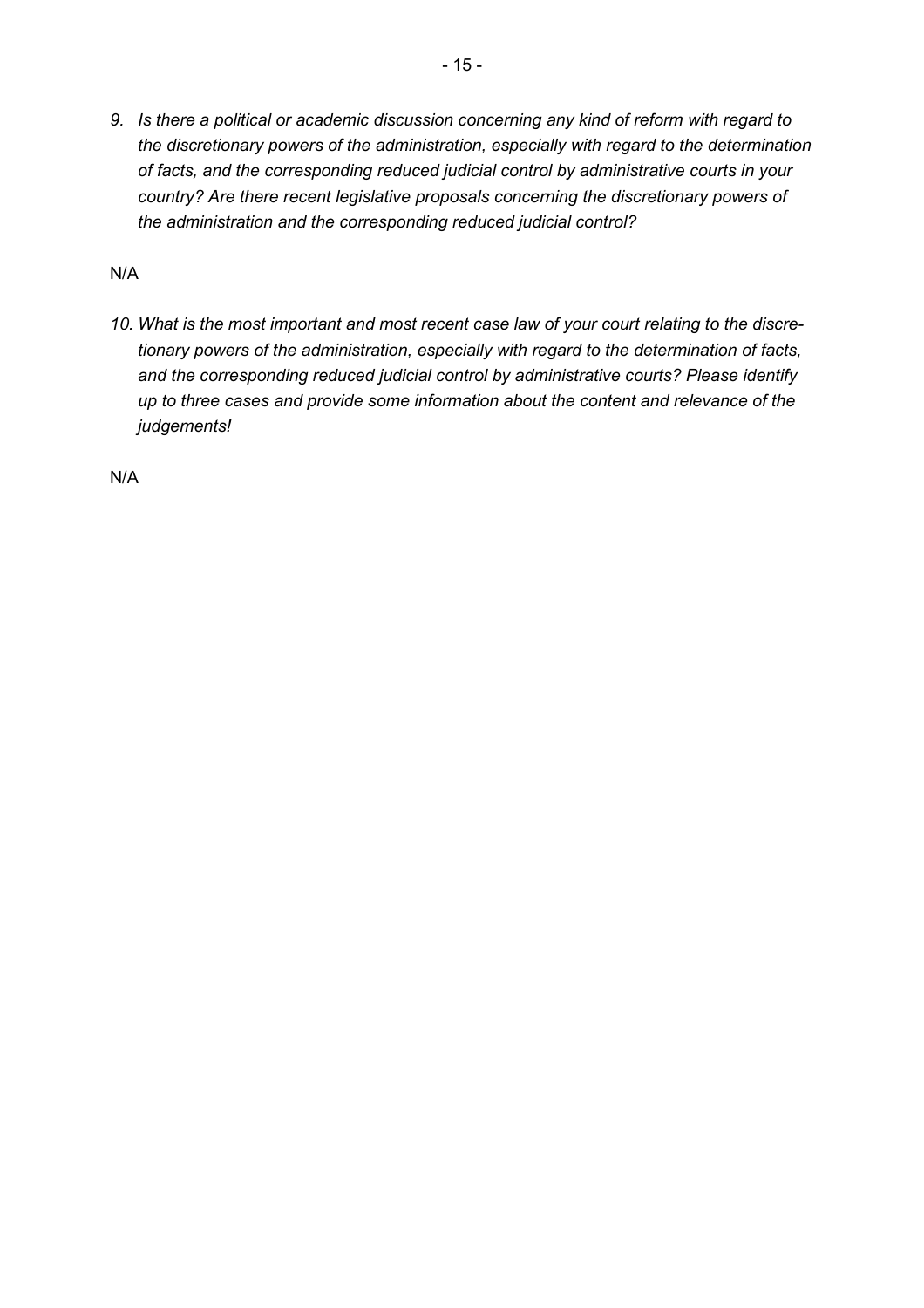9. *Is there a political or academic discussion concerning any kind of reform with regard to the discretionary powers of the administration, especially with regard to the determination of facts, and the corresponding reduced judicial control by administrative courts in your country? Are there recent legislative proposals concerning the discretionary powers of the administration and the corresponding reduced judicial control?*

N/A

10. *What is the most important and most recent case law of your court relating to the discretionary powers of the administration, especially with regard to the determination of facts, and the corresponding reduced judicial control by administrative courts? Please identify up to three cases and provide some information about the content and relevance of the judgements!*

N/A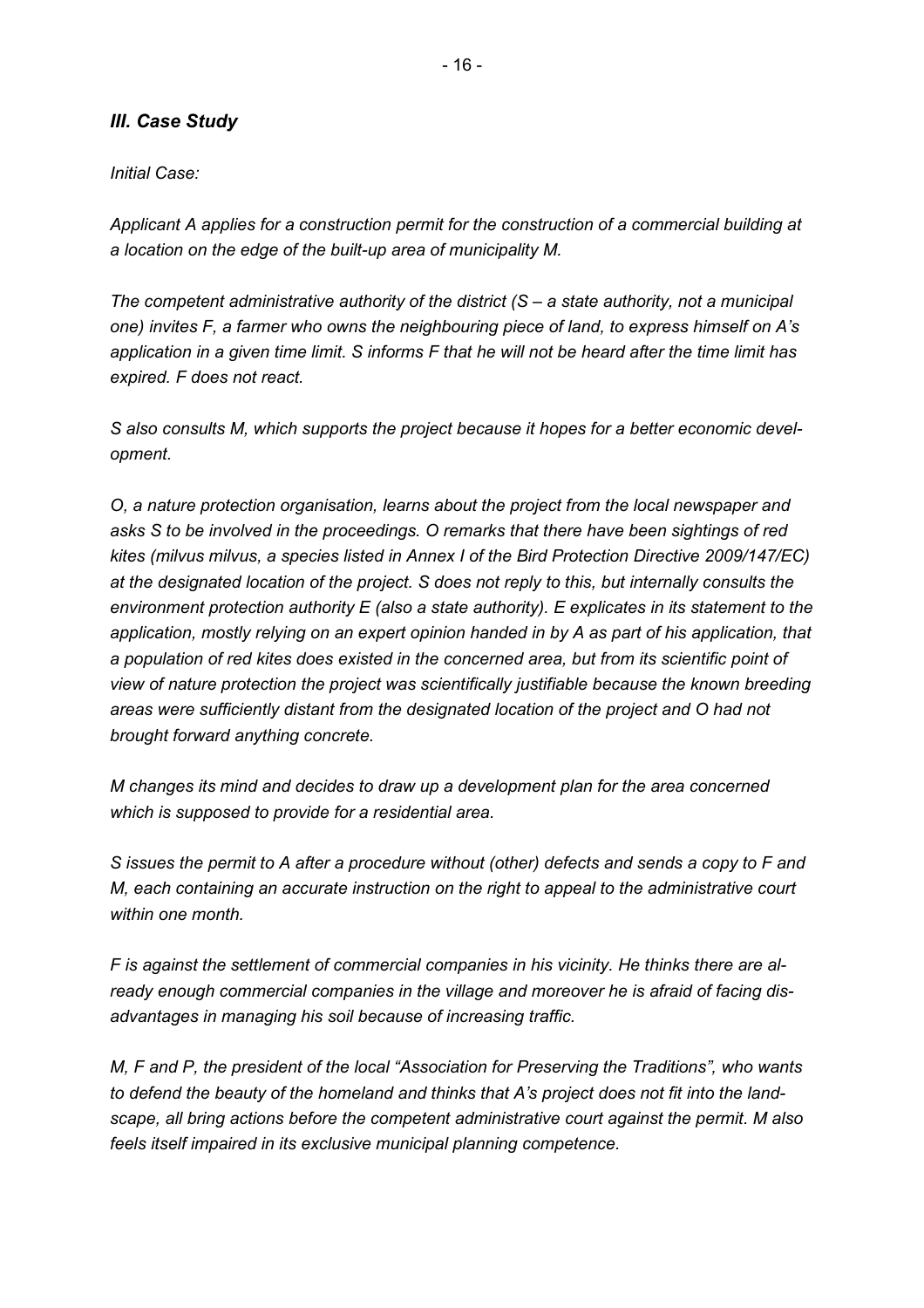### *III. Case Study*

*Initial Case:*

*Applicant A applies for a construction permit for the construction of a commercial building at a location on the edge of the built-up area of municipality M.*

*The competent administrative authority of the district (S – a state authority, not a municipal one) invites F, a farmer who owns the neighbouring piece of land, to express himself on A's application in a given time limit. S informs F that he will not be heard after the time limit has expired. F does not react.*

*S also consults M, which supports the project because it hopes for a better economic development.*

*O, a nature protection organisation, learns about the project from the local newspaper and asks S to be involved in the proceedings. O remarks that there have been sightings of red kites (milvus milvus, a species listed in Annex I of the Bird Protection Directive 2009/147/EC) at the designated location of the project. S does not reply to this, but internally consults the environment protection authority E (also a state authority). E explicates in its statement to the application, mostly relying on an expert opinion handed in by A as part of his application, that a population of red kites does existed in the concerned area, but from its scientific point of view of nature protection the project was scientifically justifiable because the known breeding areas were sufficiently distant from the designated location of the project and O had not brought forward anything concrete.*

*M changes its mind and decides to draw up a development plan for the area concerned which is supposed to provide for a residential area.*

*S issues the permit to A after a procedure without (other) defects and sends a copy to F and M, each containing an accurate instruction on the right to appeal to the administrative court within one month.*

*F is against the settlement of commercial companies in his vicinity. He thinks there are already enough commercial companies in the village and moreover he is afraid of facing disadvantages in managing his soil because of increasing traffic.*

*M, F and P, the president of the local "Association for Preserving the Traditions", who wants to defend the beauty of the homeland and thinks that A's project does not fit into the landscape, all bring actions before the competent administrative court against the permit. M also feels itself impaired in its exclusive municipal planning competence.*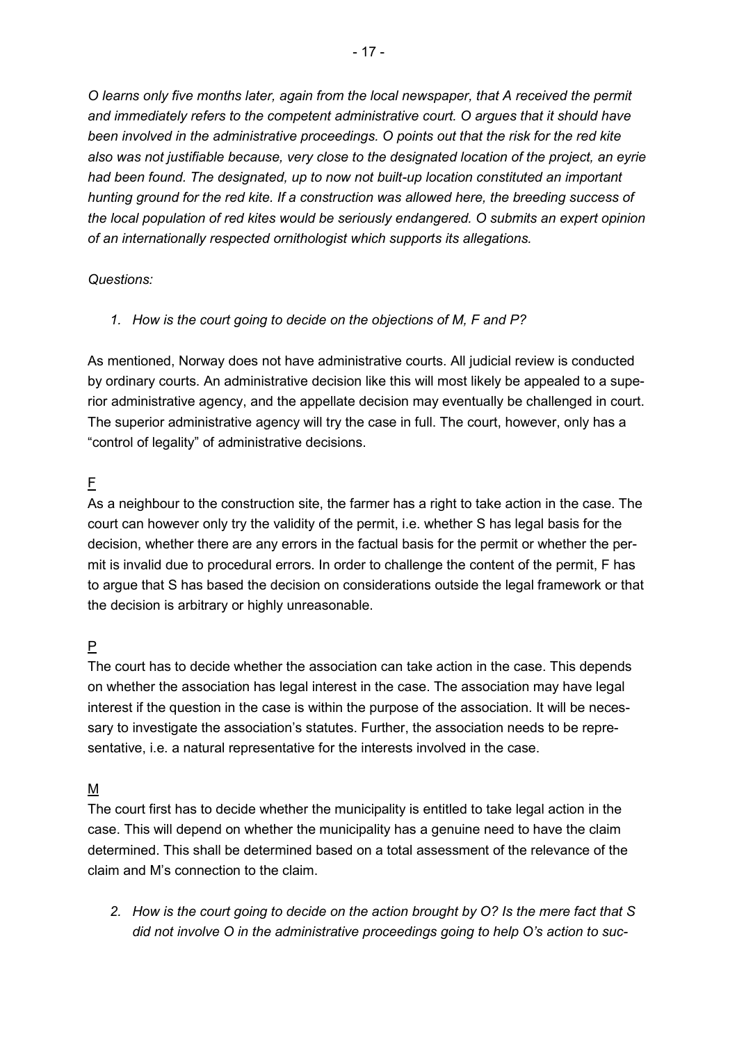*O learns only five months later, again from the local newspaper, that A received the permit and immediately refers to the competent administrative court. O argues that it should have been involved in the administrative proceedings. O points out that the risk for the red kite also was not justifiable because, very close to the designated location of the project, an eyrie had been found. The designated, up to now not built-up location constituted an important hunting ground for the red kite. If a construction was allowed here, the breeding success of the local population of red kites would be seriously endangered. O submits an expert opinion of an internationally respected ornithologist which supports its allegations.*

*Questions:*

1. *How is the court going to decide on the objections of M, F and P?*

As mentioned, Norway does not have administrative courts. All judicial review is conducted by ordinary courts. An administrative decision like this will most likely be appealed to a superior administrative agency, and the appellate decision may eventually be challenged in court. The superior administrative agency will try the case in full. The court, however, only has a "control of legality" of administrative decisions.

F

As a neighbour to the construction site, the farmer has a right to take action in the case. The court can however only try the validity of the permit, i.e. whether S has legal basis for the decision, whether there are any errors in the factual basis for the permit or whether the permit is invalid due to procedural errors. In order to challenge the content of the permit, F has to argue that S has based the decision on considerations outside the legal framework or that the decision is arbitrary or highly unreasonable.

P

The court has to decide whether the association can take action in the case. This depends on whether the association has legal interest in the case. The association may have legal interest if the question in the case is within the purpose of the association. It will be necessary to investigate the association's statutes. Further, the association needs to be representative, i.e. a natural representative for the interests involved in the case.

M

The court first has to decide whether the municipality is entitled to take legal action in the case. This will depend on whether the municipality has a genuine need to have the claim determined. This shall be determined based on a total assessment of the relevance of the claim and M's connection to the claim.

2. *How is the court going to decide on the action brought by O? Is the mere fact that S did not involve O in the administrative proceedings going to help O's action to suc-*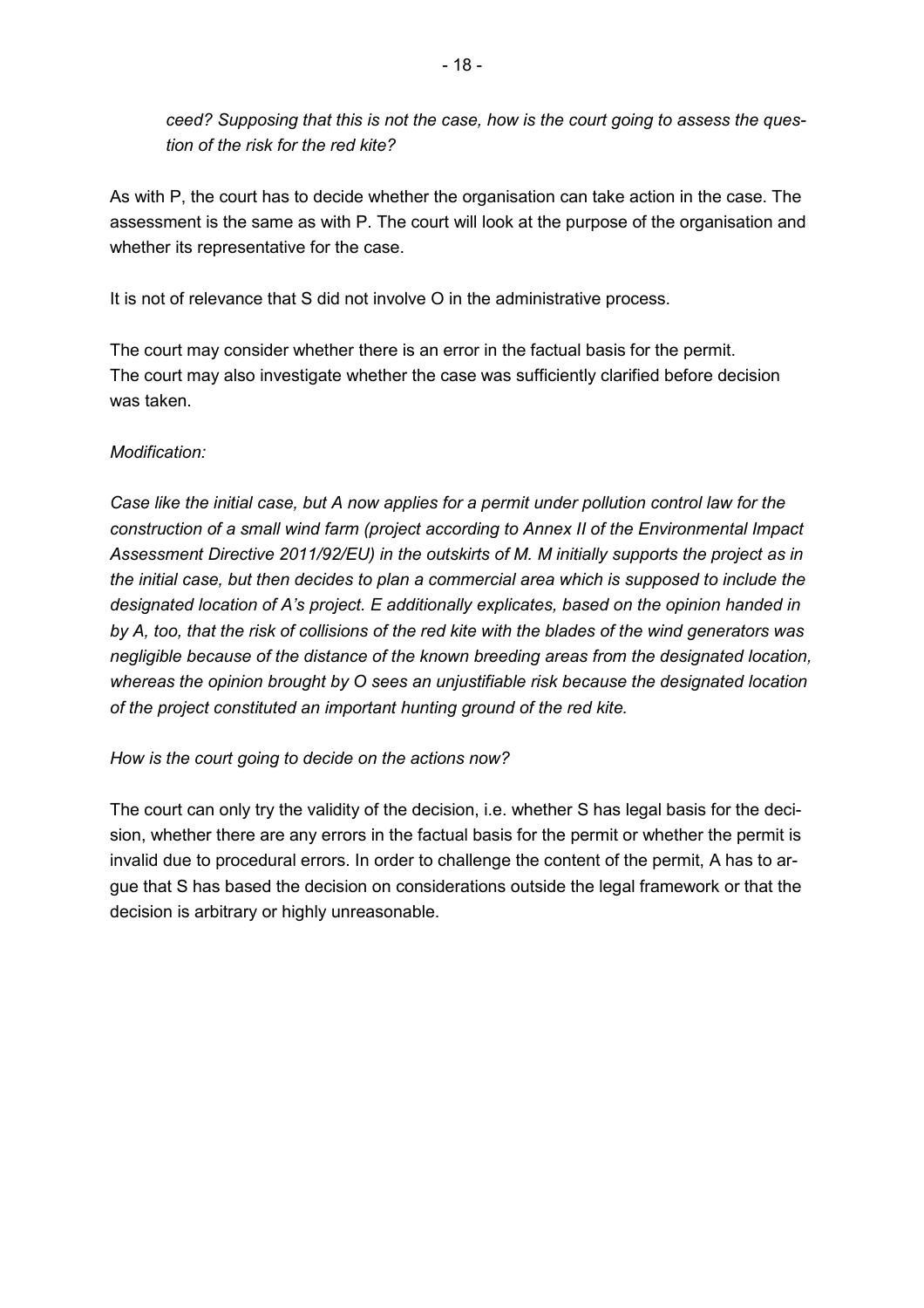*ceed? Supposing that this is not the case, how is the court going to assess the question of the risk for the red kite?*

As with P, the court has to decide whether the organisation can take action in the case. The assessment is the same as with P. The court will look at the purpose of the organisation and whether its representative for the case.

It is not of relevance that S did not involve O in the administrative process.

The court may consider whether there is an error in the factual basis for the permit.
The court may also investigate whether the case was sufficiently clarified before decision was taken.

*Modification:*

*Case like the initial case, but A now applies for a permit under pollution control law for the construction of a small wind farm (project according to Annex II of the Environmental Impact Assessment Directive 2011/92/EU) in the outskirts of M. M initially supports the project as in the initial case, but then decides to plan a commercial area which is supposed to include the designated location of A's project. E additionally explicates, based on the opinion handed in by A, too, that the risk of collisions of the red kite with the blades of the wind generators was negligible because of the distance of the known breeding areas from the designated location, whereas the opinion brought by O sees an unjustifiable risk because the designated location of the project constituted an important hunting ground of the red kite.*

*How is the court going to decide on the actions now?*

The court can only try the validity of the decision, i.e. whether S has legal basis for the decision, whether there are any errors in the factual basis for the permit or whether the permit is invalid due to procedural errors. In order to challenge the content of the permit, A has to argue that S has based the decision on considerations outside the legal framework or that the decision is arbitrary or highly unreasonable.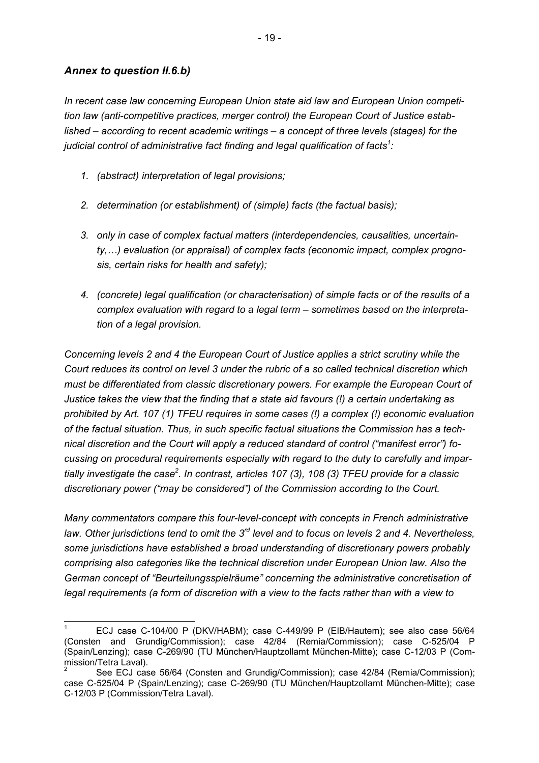## *Annex to question II.6.b)*

*In recent case law concerning European Union state aid law and European Union competition law (anti-competitive practices, merger control) the European Court of Justice established – according to recent academic writings – a concept of three levels (stages) for the judicial control of administrative fact finding and legal qualification of facts[1]:*

1. *(abstract) interpretation of legal provisions;*
2. *determination (or establishment) of (simple) facts (the factual basis);*
3. *only in case of complex factual matters (interdependencies, causalities, uncertainty,…) evaluation (or appraisal) of complex facts (economic impact, complex prognosis, certain risks for health and safety);*
4. *(concrete) legal qualification (or characterisation) of simple facts or of the results of a complex evaluation with regard to a legal term – sometimes based on the interpretation of a legal provision.*

*Concerning levels 2 and 4 the European Court of Justice applies a strict scrutiny while the Court reduces its control on level 3 under the rubric of a so called technical discretion which must be differentiated from classic discretionary powers. For example the European Court of Justice takes the view that the finding that a state aid favours (!) a certain undertaking as prohibited by Art. 107 (1) TFEU requires in some cases (!) a complex (!) economic evaluation of the factual situation. Thus, in such specific factual situations the Commission has a technical discretion and the Court will apply a reduced standard of control ("manifest error") focussing on procedural requirements especially with regard to the duty to carefully and impartially investigate the case[2]. In contrast, articles 107 (3), 108 (3) TFEU provide for a classic discretionary power ("may be considered") of the Commission according to the Court.*

*Many commentators compare this four-level-concept with concepts in French administrative law. Other jurisdictions tend to omit the 3rd level and to focus on levels 2 and 4. Nevertheless, some jurisdictions have established a broad understanding of discretionary powers probably comprising also categories like the technical discretion under European Union law. Also the German concept of "Beurteilungsspielräume" concerning the administrative concretisation of legal requirements (a form of discretion with a view to the facts rather than with a view to*

---

[1] ECJ case C-104/00 P (DKV/HABM); case C-449/99 P (EIB/Hautem); see also case 56/64 (Consten and Grundig/Commission); case 42/84 (Remia/Commission); case C-525/04 P (Spain/Lenzing); case C-269/90 (TU München/Hauptzollamt München-Mitte); case C-12/03 P (Commission/Tetra Laval).

[2] See ECJ case 56/64 (Consten and Grundig/Commission); case 42/84 (Remia/Commission); case C-525/04 P (Spain/Lenzing); case C-269/90 (TU München/Hauptzollamt München-Mitte); case C-12/03 P (Commission/Tetra Laval).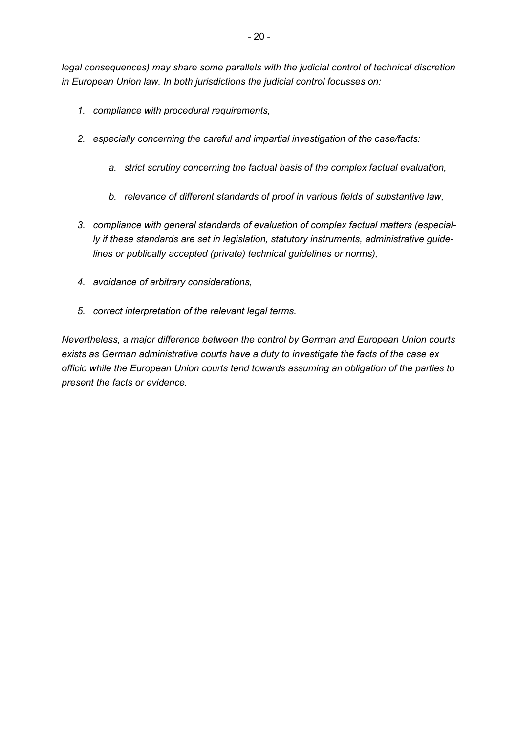*legal consequences) may share some parallels with the judicial control of technical discretion in European Union law. In both jurisdictions the judicial control focusses on:*

1. *compliance with procedural requirements,*
2. *especially concerning the careful and impartial investigation of the case/facts:*
    a. *strict scrutiny concerning the factual basis of the complex factual evaluation,*
    b. *relevance of different standards of proof in various fields of substantive law,*
3. *compliance with general standards of evaluation of complex factual matters (especially if these standards are set in legislation, statutory instruments, administrative guidelines or publically accepted (private) technical guidelines or norms),*
4. *avoidance of arbitrary considerations,*
5. *correct interpretation of the relevant legal terms.*

*Nevertheless, a major difference between the control by German and European Union courts exists as German administrative courts have a duty to investigate the facts of the case ex officio while the European Union courts tend towards assuming an obligation of the parties to present the facts or evidence.*